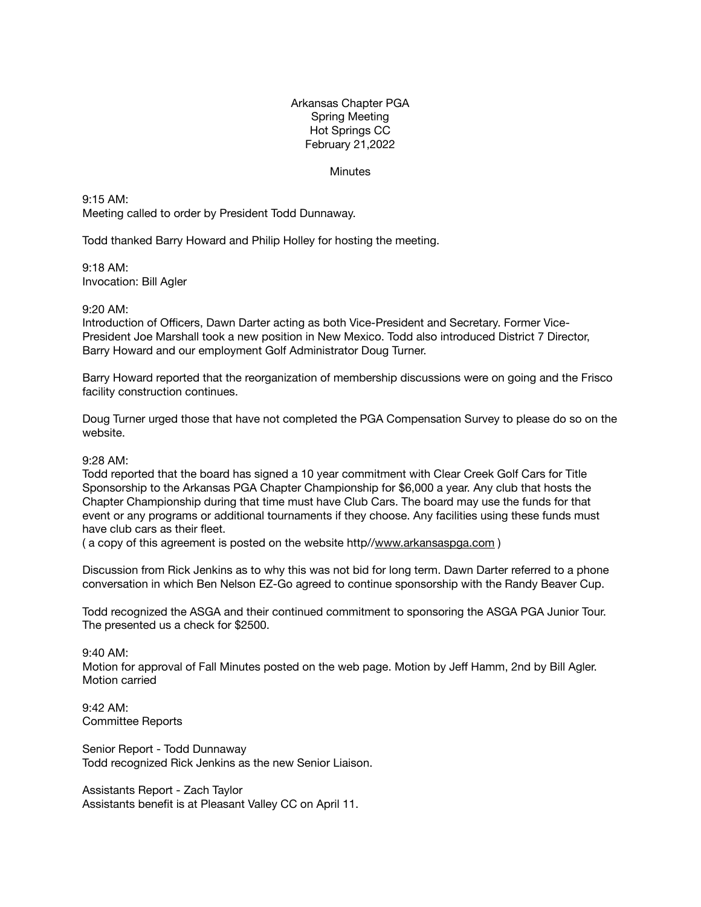Arkansas Chapter PGA
Spring Meeting
Hot Springs CC
February 21,2022

Minutes

9:15 AM:
Meeting called to order by President Todd Dunnaway.

Todd thanked Barry Howard and Philip Holley for hosting the meeting.

9:18 AM:
Invocation: Bill Agler

9:20 AM:
Introduction of Officers, Dawn Darter acting as both Vice-President and Secretary. Former Vice-President Joe Marshall took a new position in New Mexico. Todd also introduced District 7 Director, Barry Howard and our employment Golf Administrator Doug Turner.

Barry Howard reported that the reorganization of membership discussions were on going and the Frisco facility construction continues.

Doug Turner urged those that have not completed the PGA Compensation Survey to please do so on the website.

9:28 AM:
Todd reported that the board has signed a 10 year commitment with Clear Creek Golf Cars for Title Sponsorship to the Arkansas PGA Chapter Championship for $6,000 a year. Any club that hosts the Chapter Championship during that time must have Club Cars. The board may use the funds for that event or any programs or additional tournaments if they choose. Any facilities using these funds must have club cars as their fleet.
( a copy of this agreement is posted on the website http//www.arkansaspga.com )

Discussion from Rick Jenkins as to why this was not bid for long term. Dawn Darter referred to a phone conversation in which Ben Nelson EZ-Go agreed to continue sponsorship with the Randy Beaver Cup.

Todd recognized the ASGA and their continued commitment to sponsoring the ASGA PGA Junior Tour. The presented us a check for $2500.

9:40 AM:
Motion for approval of Fall Minutes posted on the web page. Motion by Jeff Hamm, 2nd by Bill Agler. Motion carried

9:42 AM:
Committee Reports

Senior Report - Todd Dunnaway
Todd recognized Rick Jenkins as the new Senior Liaison.

Assistants Report - Zach Taylor
Assistants benefit is at Pleasant Valley CC on April 11.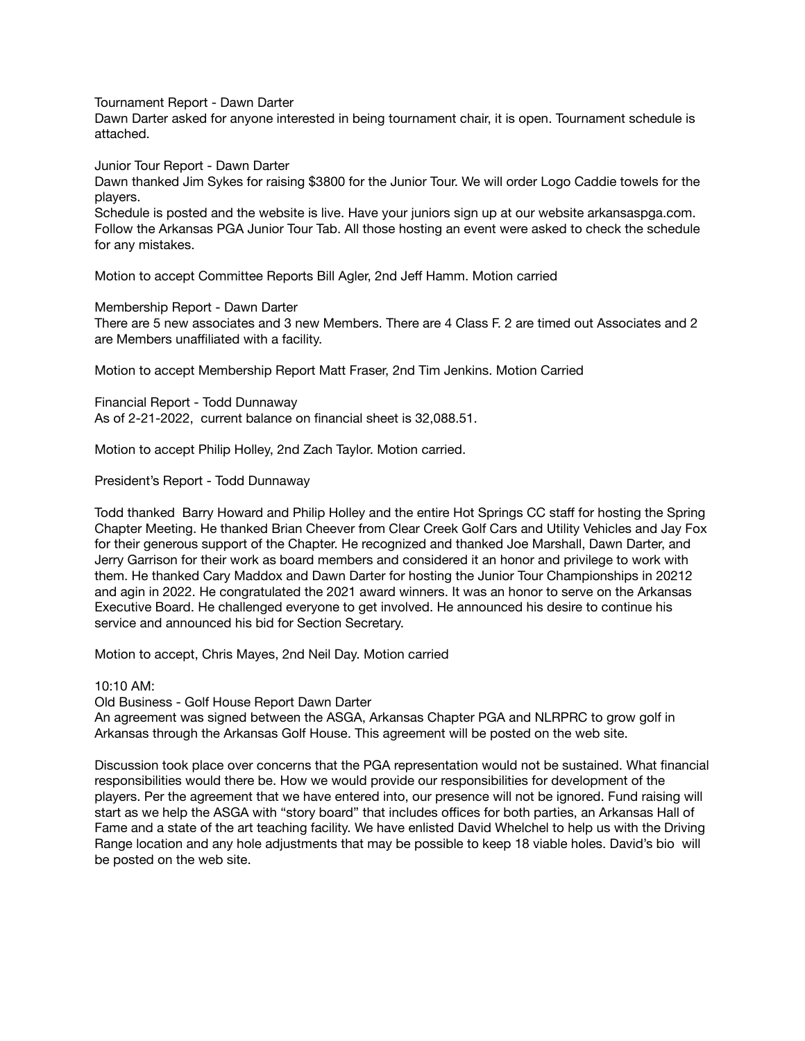Tournament Report - Dawn Darter
Dawn Darter asked for anyone interested in being tournament chair, it is open. Tournament schedule is attached.

Junior Tour Report - Dawn Darter
Dawn thanked Jim Sykes for raising $3800 for the Junior Tour. We will order Logo Caddie towels for the players.
Schedule is posted and the website is live. Have your juniors sign up at our website arkansaspga.com. Follow the Arkansas PGA Junior Tour Tab. All those hosting an event were asked to check the schedule for any mistakes.

Motion to accept Committee Reports Bill Agler, 2nd Jeff Hamm. Motion carried

Membership Report - Dawn Darter
There are 5 new associates and 3 new Members. There are 4 Class F. 2 are timed out Associates and 2 are Members unaffiliated with a facility.

Motion to accept Membership Report Matt Fraser, 2nd Tim Jenkins. Motion Carried

Financial Report - Todd Dunnaway
As of 2-21-2022, current balance on financial sheet is 32,088.51.

Motion to accept Philip Holley, 2nd Zach Taylor. Motion carried.

President's Report - Todd Dunnaway

Todd thanked Barry Howard and Philip Holley and the entire Hot Springs CC staff for hosting the Spring Chapter Meeting. He thanked Brian Cheever from Clear Creek Golf Cars and Utility Vehicles and Jay Fox for their generous support of the Chapter. He recognized and thanked Joe Marshall, Dawn Darter, and Jerry Garrison for their work as board members and considered it an honor and privilege to work with them. He thanked Cary Maddox and Dawn Darter for hosting the Junior Tour Championships in 20212 and agin in 2022. He congratulated the 2021 award winners. It was an honor to serve on the Arkansas Executive Board. He challenged everyone to get involved. He announced his desire to continue his service and announced his bid for Section Secretary.

Motion to accept, Chris Mayes, 2nd Neil Day. Motion carried

10:10 AM:
Old Business - Golf House Report Dawn Darter
An agreement was signed between the ASGA, Arkansas Chapter PGA and NLRPRC to grow golf in Arkansas through the Arkansas Golf House. This agreement will be posted on the web site.

Discussion took place over concerns that the PGA representation would not be sustained. What financial responsibilities would there be. How we would provide our responsibilities for development of the players. Per the agreement that we have entered into, our presence will not be ignored. Fund raising will start as we help the ASGA with "story board" that includes offices for both parties, an Arkansas Hall of Fame and a state of the art teaching facility. We have enlisted David Whelchel to help us with the Driving Range location and any hole adjustments that may be possible to keep 18 viable holes. David's bio will be posted on the web site.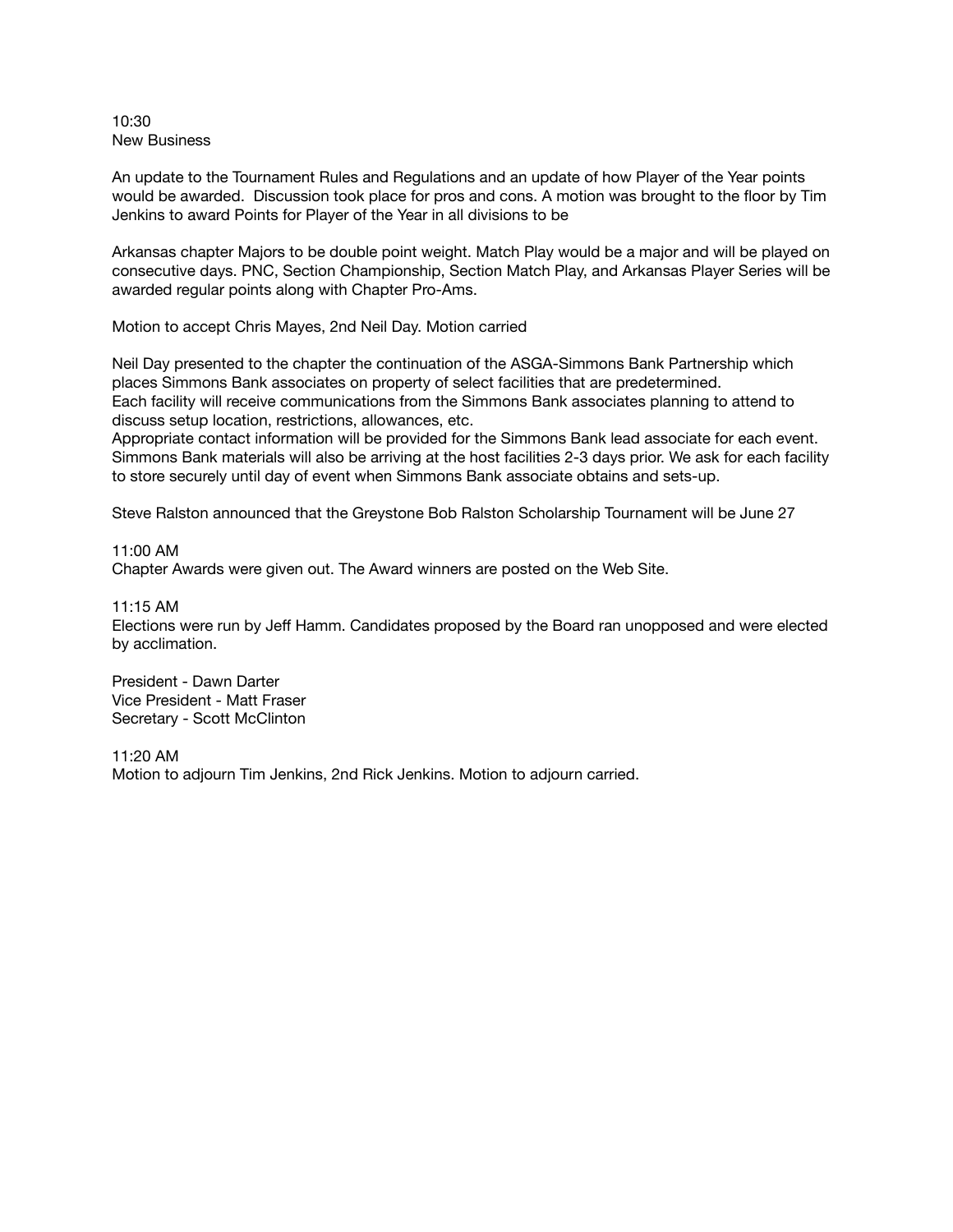10:30
New Business

An update to the Tournament Rules and Regulations and an update of how Player of the Year points would be awarded. Discussion took place for pros and cons. A motion was brought to the floor by Tim Jenkins to award Points for Player of the Year in all divisions to be

Arkansas chapter Majors to be double point weight. Match Play would be a major and will be played on consecutive days. PNC, Section Championship, Section Match Play, and Arkansas Player Series will be awarded regular points along with Chapter Pro-Ams.

Motion to accept Chris Mayes, 2nd Neil Day. Motion carried

Neil Day presented to the chapter the continuation of the ASGA-Simmons Bank Partnership which places Simmons Bank associates on property of select facilities that are predetermined.
Each facility will receive communications from the Simmons Bank associates planning to attend to discuss setup location, restrictions, allowances, etc.
Appropriate contact information will be provided for the Simmons Bank lead associate for each event. Simmons Bank materials will also be arriving at the host facilities 2-3 days prior. We ask for each facility to store securely until day of event when Simmons Bank associate obtains and sets-up.

Steve Ralston announced that the Greystone Bob Ralston Scholarship Tournament will be June 27

11:00 AM
Chapter Awards were given out. The Award winners are posted on the Web Site.

11:15 AM
Elections were run by Jeff Hamm. Candidates proposed by the Board ran unopposed and were elected by acclimation.

President - Dawn Darter
Vice President - Matt Fraser
Secretary - Scott McClinton

11:20 AM
Motion to adjourn Tim Jenkins, 2nd Rick Jenkins. Motion to adjourn carried.